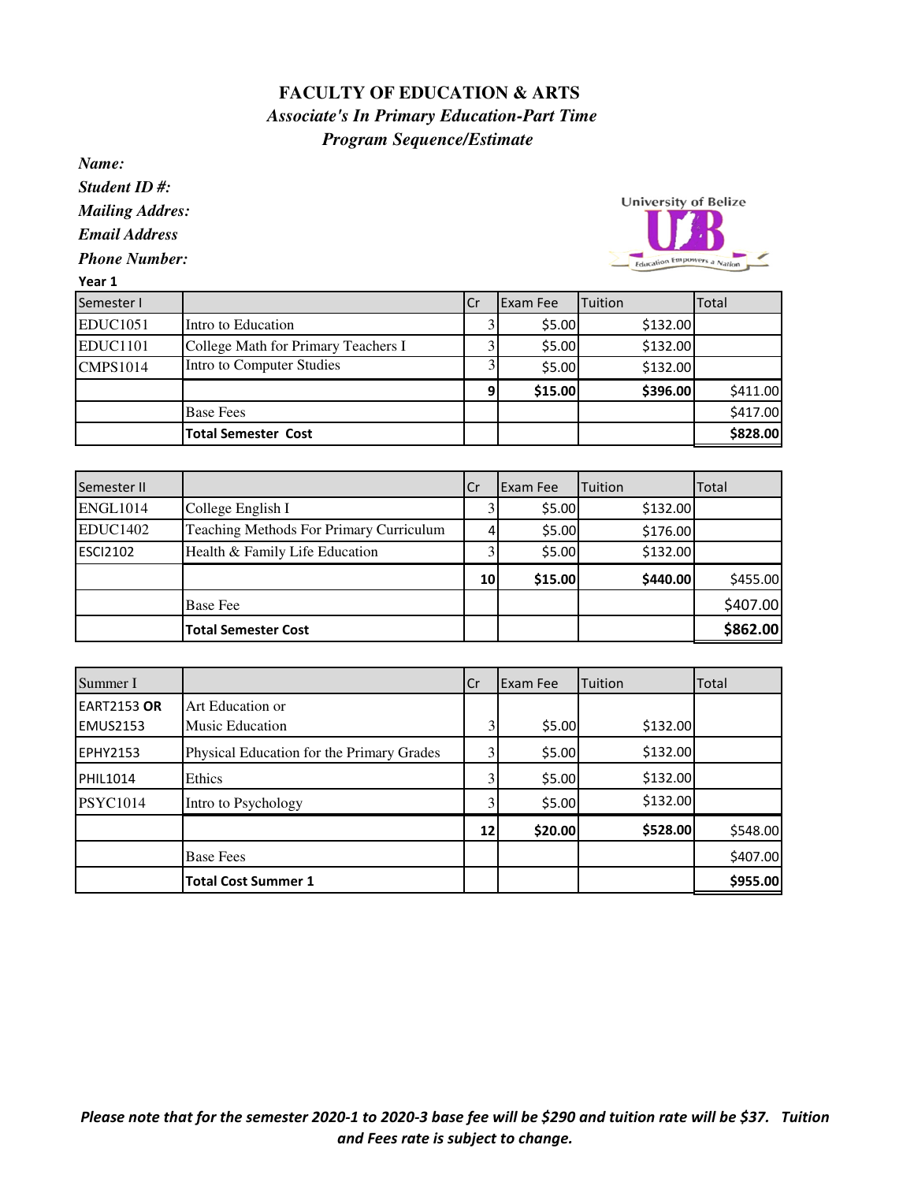# FACULTY OF EDUCATION & ARTS

## *Associate's In Primary Education-Part Time*

## *Program Sequence/Estimate*

***Name:***

***Student ID #:***

***Mailing Addres:***

***Email Address***

***Phone Number:***

**Year 1**

| Semester I | | Cr | Exam Fee | Tuition | Total |
|---|---|---|---|---|---|
| EDUC1051 | Intro to Education | 3 | $5.00 | $132.00 | |
| EDUC1101 | College Math for Primary Teachers I | 3 | $5.00 | $132.00 | |
| CMPS1014 | Intro to Computer Studies | 3 | $5.00 | $132.00 | |
| | | **9** | **$15.00** | **$396.00** | $411.00 |
| | Base Fees | | | | $417.00 |
| | **Total Semester Cost** | | | | **$828.00** |

| Semester II | | Cr | Exam Fee | Tuition | Total |
|---|---|---|---|---|---|
| ENGL1014 | College English I | 3 | $5.00 | $132.00 | |
| EDUC1402 | Teaching Methods For Primary Curriculum | 4 | $5.00 | $176.00 | |
| ESCI2102 | Health & Family Life Education | 3 | $5.00 | $132.00 | |
| | | **10** | **$15.00** | **$440.00** | $455.00 |
| | Base Fee | | | | $407.00 |
| | **Total Semester Cost** | | | | **$862.00** |

| Summer I | | Cr | Exam Fee | Tuition | Total |
|---|---|---|---|---|---|
| EART2153 **OR** EMUS2153 | Art Education or Music Education | 3 | $5.00 | $132.00 | |
| EPHY2153 | Physical Education for the Primary Grades | 3 | $5.00 | $132.00 | |
| PHIL1014 | Ethics | 3 | $5.00 | $132.00 | |
| PSYC1014 | Intro to Psychology | 3 | $5.00 | $132.00 | |
| | | **12** | **$20.00** | **$528.00** | $548.00 |
| | Base Fees | | | | $407.00 |
| | **Total Cost Summer 1** | | | | **$955.00** |

***Please note that for the semester 2020-1 to 2020-3 base fee will be $290 and tuition rate will be $37. Tuition and Fees rate is subject to change.***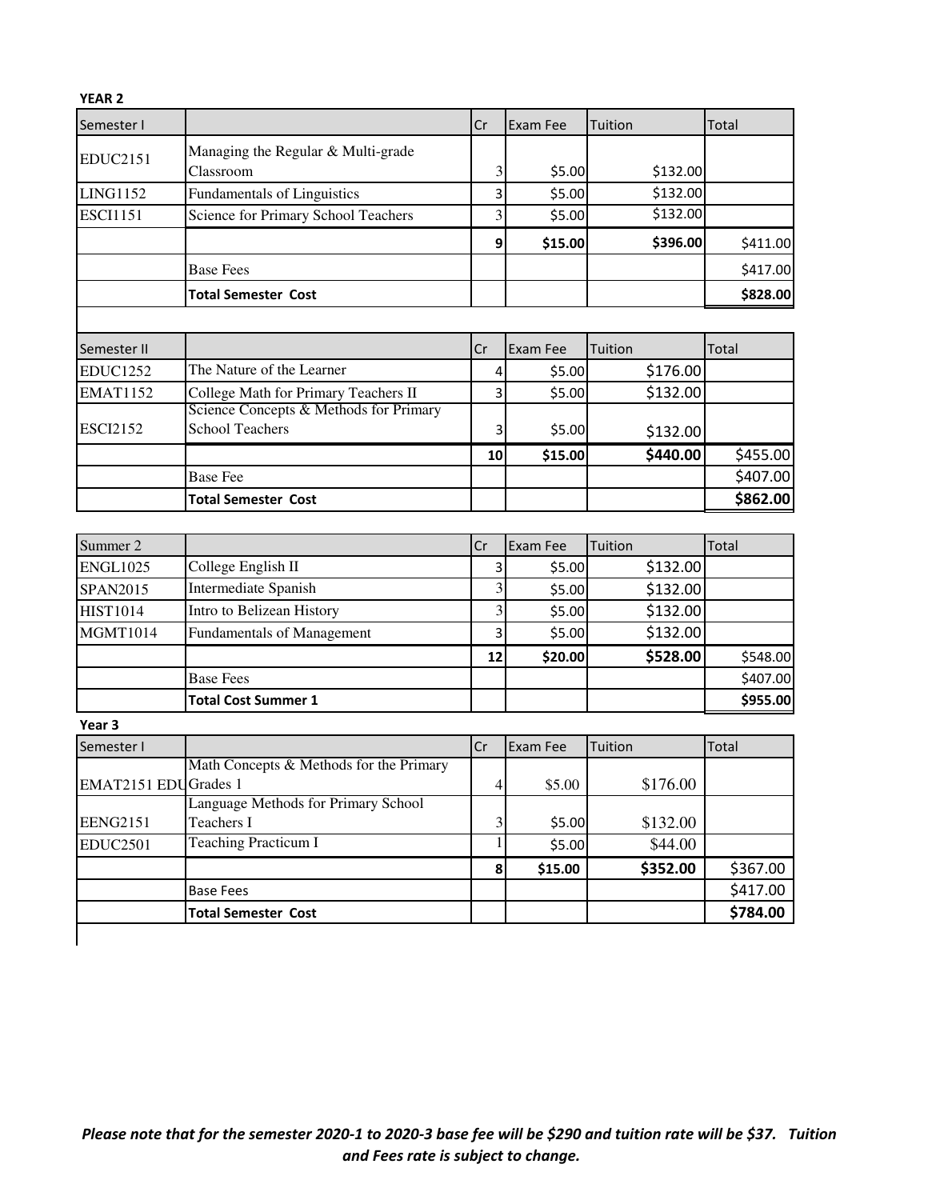**YEAR 2**

| Semester I | | Cr | Exam Fee | Tuition | Total |
|---|---|---|---|---|---|
| EDUC2151 | Managing the Regular & Multi-grade Classroom | 3 | $5.00 | $132.00 | |
| LING1152 | Fundamentals of Linguistics | 3 | $5.00 | $132.00 | |
| ESCI1151 | Science for Primary School Teachers | 3 | $5.00 | $132.00 | |
| | | **9** | **$15.00** | **$396.00** | $411.00 |
| | Base Fees | | | | $417.00 |
| | **Total Semester Cost** | | | | **$828.00** |

| Semester II | | Cr | Exam Fee | Tuition | Total |
|---|---|---|---|---|---|
| EDUC1252 | The Nature of the Learner | 4 | $5.00 | $176.00 | |
| EMAT1152 | College Math for Primary Teachers II | 3 | $5.00 | $132.00 | |
| ESCI2152 | Science Concepts & Methods for Primary School Teachers | 3 | $5.00 | $132.00 | |
| | | **10** | **$15.00** | **$440.00** | $455.00 |
| | Base Fee | | | | $407.00 |
| | **Total Semester Cost** | | | | **$862.00** |

| Summer 2 | | Cr | Exam Fee | Tuition | Total |
|---|---|---|---|---|---|
| ENGL1025 | College English II | 3 | $5.00 | $132.00 | |
| SPAN2015 | Intermediate Spanish | 3 | $5.00 | $132.00 | |
| HIST1014 | Intro to Belizean History | 3 | $5.00 | $132.00 | |
| MGMT1014 | Fundamentals of Management | 3 | $5.00 | $132.00 | |
| | | **12** | **$20.00** | **$528.00** | $548.00 |
| | Base Fees | | | | $407.00 |
| | **Total Cost Summer 1** | | | | **$955.00** |

**Year 3**

| Semester I | | Cr | Exam Fee | Tuition | Total |
|---|---|---|---|---|---|
| EMAT2151 EDU | Math Concepts & Methods for the Primary Grades 1 | 4 | $5.00 | $176.00 | |
| EENG2151 | Language Methods for Primary School Teachers I | 3 | $5.00 | $132.00 | |
| EDUC2501 | Teaching Practicum I | 1 | $5.00 | $44.00 | |
| | | **8** | **$15.00** | **$352.00** | $367.00 |
| | Base Fees | | | | $417.00 |
| | **Total Semester Cost** | | | | **$784.00** |

***Please note that for the semester 2020-1 to 2020-3 base fee will be $290 and tuition rate will be $37. Tuition and Fees rate is subject to change.***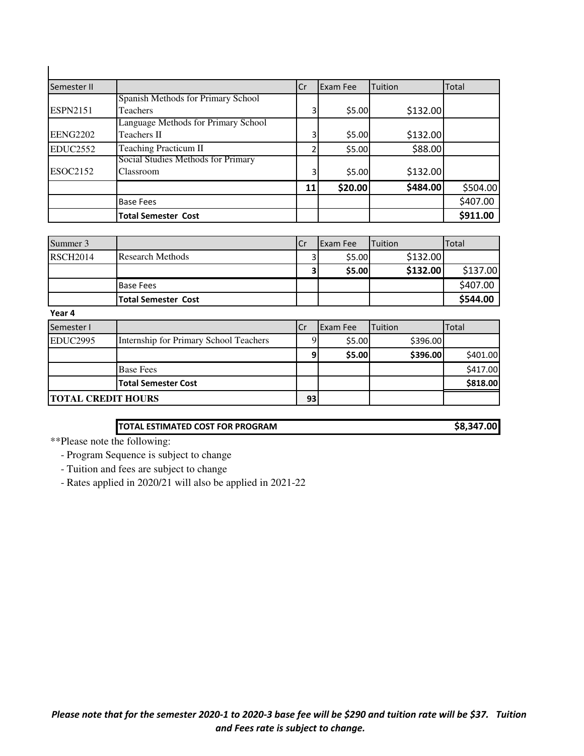| Semester II | | Cr | Exam Fee | Tuition | Total |
|---|---|---|---|---|---|
| ESPN2151 | Spanish Methods for Primary School Teachers | 3 | $5.00 | $132.00 | |
| EENG2202 | Language Methods for Primary School Teachers II | 3 | $5.00 | $132.00 | |
| EDUC2552 | Teaching Practicum II | 2 | $5.00 | $88.00 | |
| ESOC2152 | Social Studies Methods for Primary Classroom | 3 | $5.00 | $132.00 | |
| | | **11** | **$20.00** | **$484.00** | $504.00 |
| | Base Fees | | | | $407.00 |
| | **Total Semester Cost** | | | | **$911.00** |

| Summer 3 | | Cr | Exam Fee | Tuition | Total |
|---|---|---|---|---|---|
| RSCH2014 | Research Methods | 3 | $5.00 | $132.00 | |
| | | **3** | **$5.00** | **$132.00** | $137.00 |
| | Base Fees | | | | $407.00 |
| | **Total Semester Cost** | | | | **$544.00** |

**Year 4**

| Semester I | | Cr | Exam Fee | Tuition | Total |
|---|---|---|---|---|---|
| EDUC2995 | Internship for Primary School Teachers | 9 | $5.00 | $396.00 | |
| | | **9** | **$5.00** | **$396.00** | $401.00 |
| | Base Fees | | | | $417.00 |
| | **Total Semester Cost** | | | | **$818.00** |
| **TOTAL CREDIT HOURS** | | **93** | | | |

| | |
|---|---|
| **TOTAL ESTIMATED COST FOR PROGRAM** | **$8,347.00** |

**Please note the following:

- Program Sequence is subject to change
- Tuition and fees are subject to change
- Rates applied in 2020/21 will also be applied in 2021-22

***Please note that for the semester 2020-1 to 2020-3 base fee will be $290 and tuition rate will be $37. Tuition and Fees rate is subject to change.***